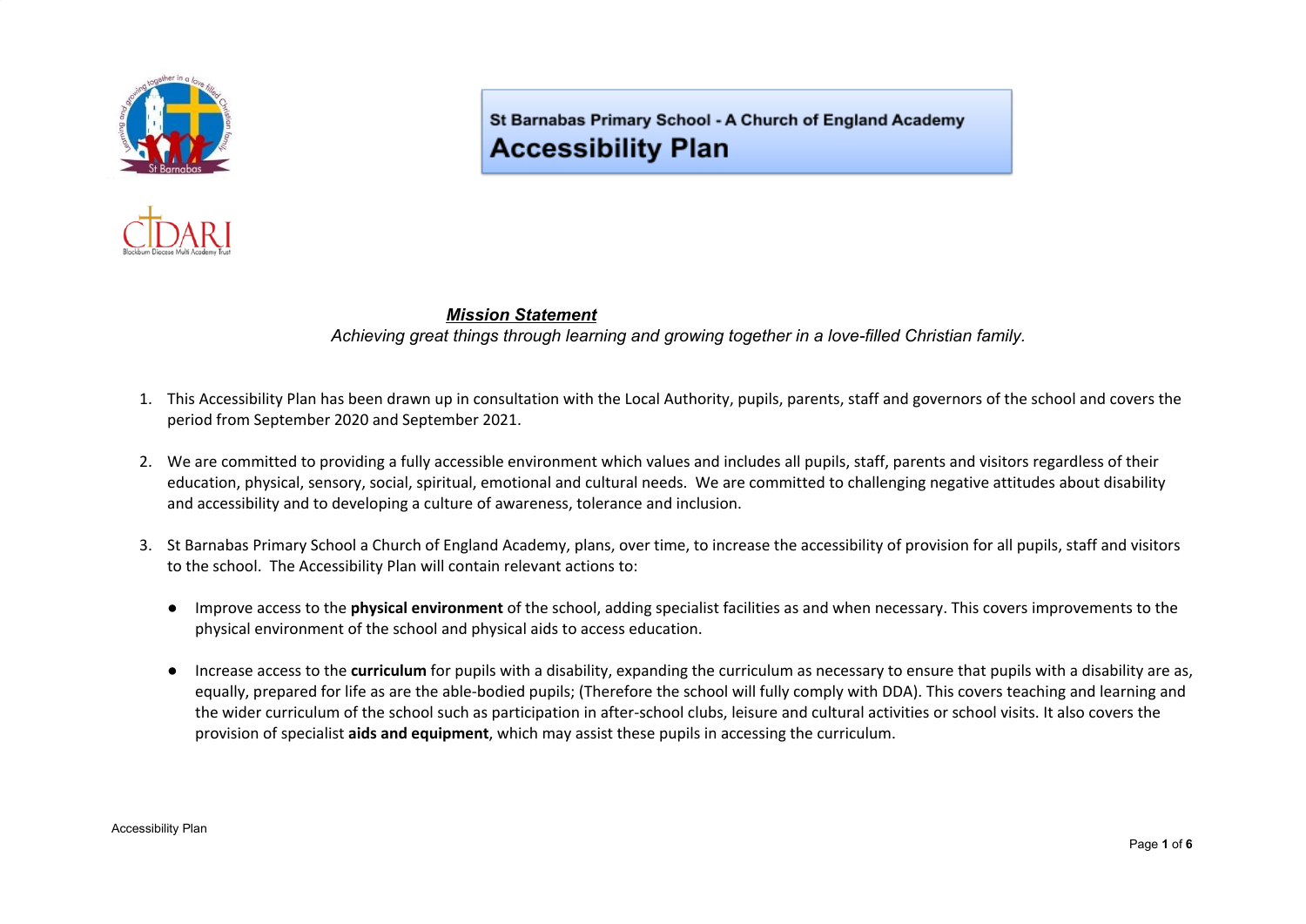St Barnabas Primary School - A Church of England Academy

# Accessibility Plan

***Mission Statement***

*Achieving great things through learning and growing together in a love-filled Christian family.*

1. This Accessibility Plan has been drawn up in consultation with the Local Authority, pupils, parents, staff and governors of the school and covers the period from September 2020 and September 2021.

2. We are committed to providing a fully accessible environment which values and includes all pupils, staff, parents and visitors regardless of their education, physical, sensory, social, spiritual, emotional and cultural needs. We are committed to challenging negative attitudes about disability and accessibility and to developing a culture of awareness, tolerance and inclusion.

3. St Barnabas Primary School a Church of England Academy, plans, over time, to increase the accessibility of provision for all pupils, staff and visitors to the school. The Accessibility Plan will contain relevant actions to:

   - Improve access to the **physical environment** of the school, adding specialist facilities as and when necessary. This covers improvements to the physical environment of the school and physical aids to access education.

   - Increase access to the **curriculum** for pupils with a disability, expanding the curriculum as necessary to ensure that pupils with a disability are as, equally, prepared for life as are the able-bodied pupils; (Therefore the school will fully comply with DDA). This covers teaching and learning and the wider curriculum of the school such as participation in after-school clubs, leisure and cultural activities or school visits. It also covers the provision of specialist **aids and equipment**, which may assist these pupils in accessing the curriculum.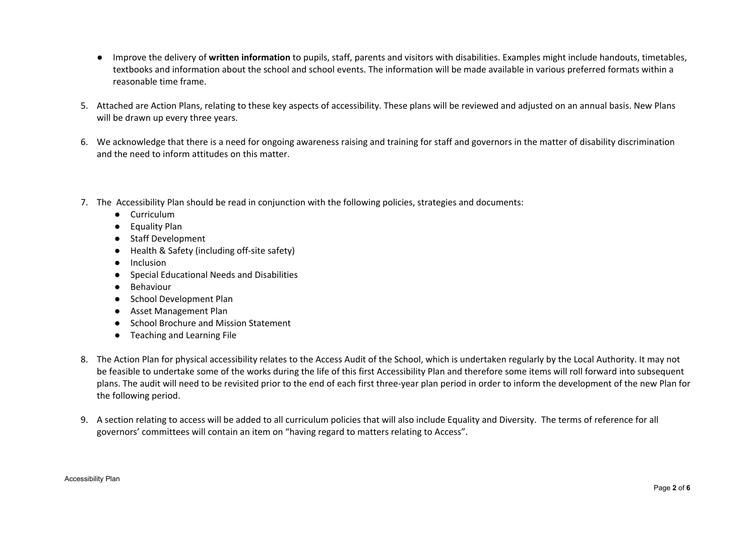- Improve the delivery of **written information** to pupils, staff, parents and visitors with disabilities. Examples might include handouts, timetables, textbooks and information about the school and school events. The information will be made available in various preferred formats within a reasonable time frame.

5. Attached are Action Plans, relating to these key aspects of accessibility. These plans will be reviewed and adjusted on an annual basis. New Plans will be drawn up every three years.

6. We acknowledge that there is a need for ongoing awareness raising and training for staff and governors in the matter of disability discrimination and the need to inform attitudes on this matter.

7. The Accessibility Plan should be read in conjunction with the following policies, strategies and documents:
   - Curriculum
   - Equality Plan
   - Staff Development
   - Health & Safety (including off-site safety)
   - Inclusion
   - Special Educational Needs and Disabilities
   - Behaviour
   - School Development Plan
   - Asset Management Plan
   - School Brochure and Mission Statement
   - Teaching and Learning File

8. The Action Plan for physical accessibility relates to the Access Audit of the School, which is undertaken regularly by the Local Authority. It may not be feasible to undertake some of the works during the life of this first Accessibility Plan and therefore some items will roll forward into subsequent plans. The audit will need to be revisited prior to the end of each first three-year plan period in order to inform the development of the new Plan for the following period.

9. A section relating to access will be added to all curriculum policies that will also include Equality and Diversity. The terms of reference for all governors' committees will contain an item on "having regard to matters relating to Access".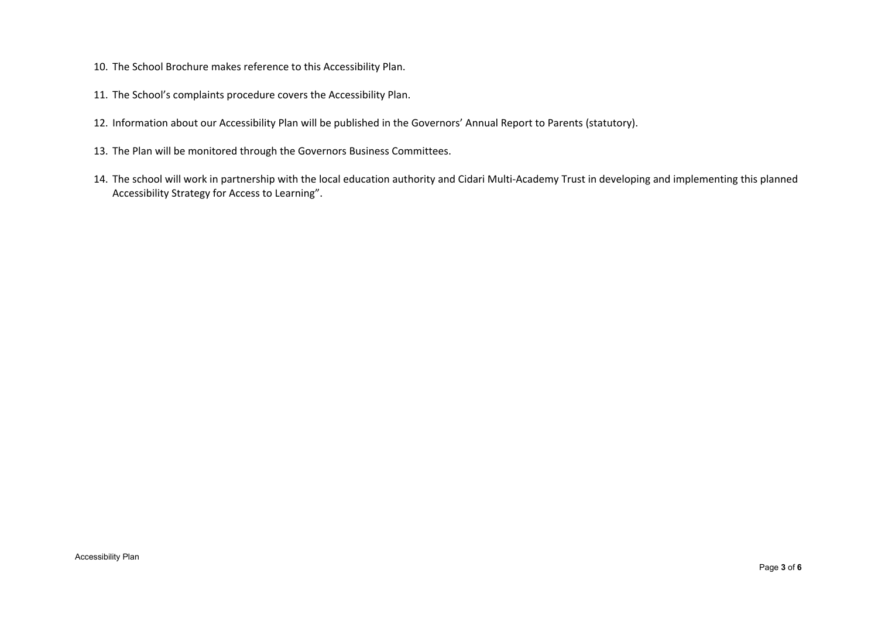10. The School Brochure makes reference to this Accessibility Plan.

11. The School's complaints procedure covers the Accessibility Plan.

12. Information about our Accessibility Plan will be published in the Governors' Annual Report to Parents (statutory).

13. The Plan will be monitored through the Governors Business Committees.

14. The school will work in partnership with the local education authority and Cidari Multi-Academy Trust in developing and implementing this planned Accessibility Strategy for Access to Learning".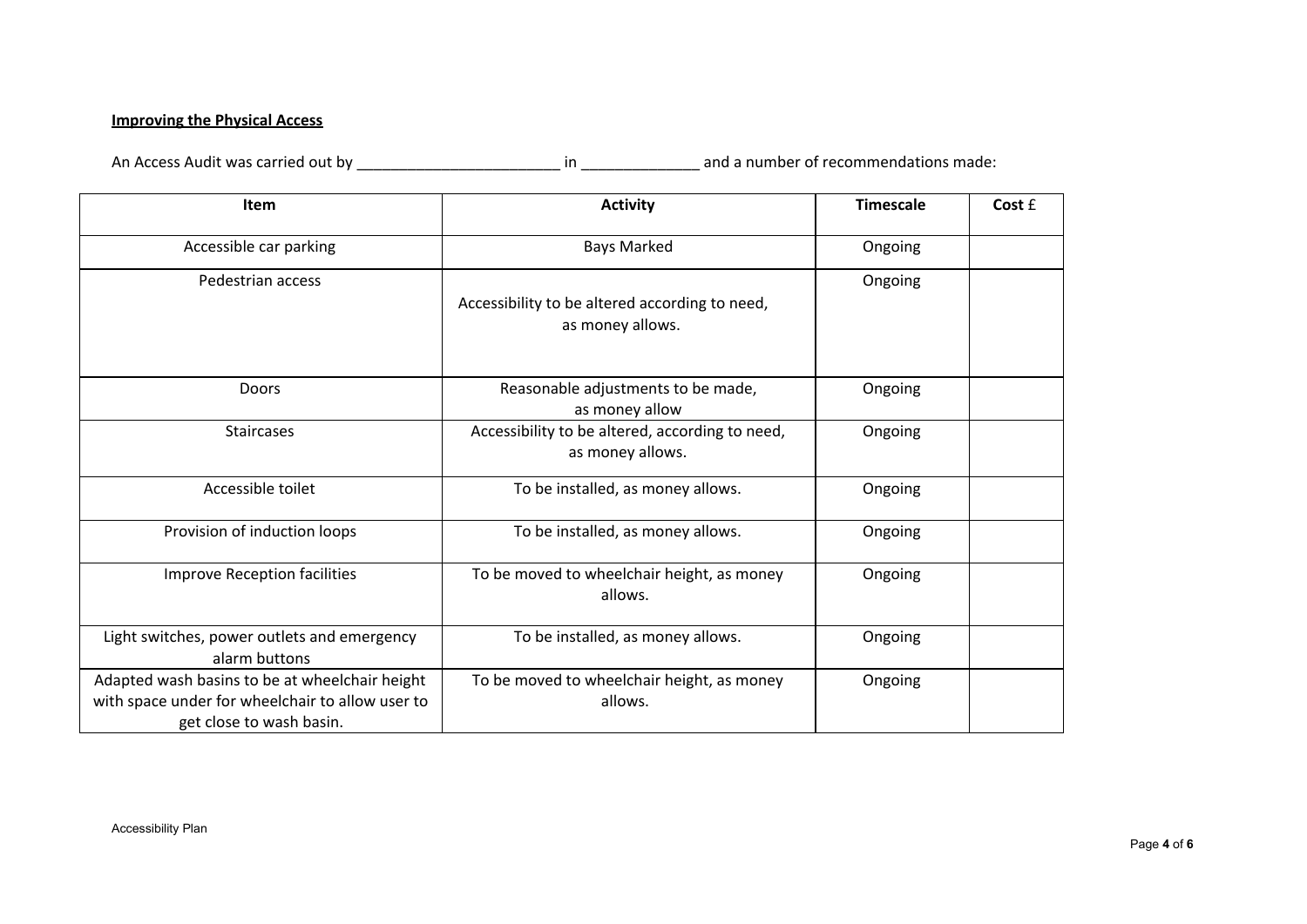**Improving the Physical Access**

An Access Audit was carried out by ________________________ in ______________ and a number of recommendations made:

| Item | Activity | Timescale | Cost £ |
| --- | --- | --- | --- |
| Accessible car parking | Bays Marked | Ongoing | |
| Pedestrian access | Accessibility to be altered according to need, as money allows. | Ongoing | |
| Doors | Reasonable adjustments to be made, as money allow | Ongoing | |
| Staircases | Accessibility to be altered, according to need, as money allows. | Ongoing | |
| Accessible toilet | To be installed, as money allows. | Ongoing | |
| Provision of induction loops | To be installed, as money allows. | Ongoing | |
| Improve Reception facilities | To be moved to wheelchair height, as money allows. | Ongoing | |
| Light switches, power outlets and emergency alarm buttons | To be installed, as money allows. | Ongoing | |
| Adapted wash basins to be at wheelchair height with space under for wheelchair to allow user to get close to wash basin. | To be moved to wheelchair height, as money allows. | Ongoing | |

Accessibility Plan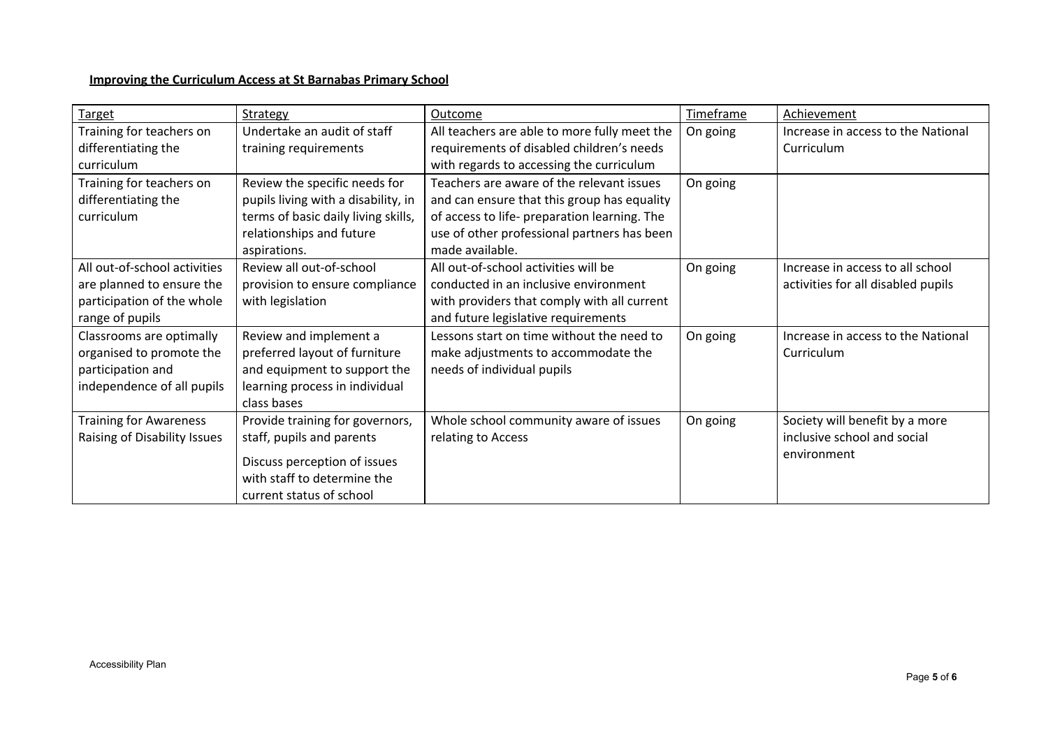**Improving the Curriculum Access at St Barnabas Primary School**

| Target | Strategy | Outcome | Timeframe | Achievement |
|---|---|---|---|---|
| Training for teachers on differentiating the curriculum | Undertake an audit of staff training requirements | All teachers are able to more fully meet the requirements of disabled children's needs with regards to accessing the curriculum | On going | Increase in access to the National Curriculum |
| Training for teachers on differentiating the curriculum | Review the specific needs for pupils living with a disability, in terms of basic daily living skills, relationships and future aspirations. | Teachers are aware of the relevant issues and can ensure that this group has equality of access to life- preparation learning. The use of other professional partners has been made available. | On going | |
| All out-of-school activities are planned to ensure the participation of the whole range of pupils | Review all out-of-school provision to ensure compliance with legislation | All out-of-school activities will be conducted in an inclusive environment with providers that comply with all current and future legislative requirements | On going | Increase in access to all school activities for all disabled pupils |
| Classrooms are optimally organised to promote the participation and independence of all pupils | Review and implement a preferred layout of furniture and equipment to support the learning process in individual class bases | Lessons start on time without the need to make adjustments to accommodate the needs of individual pupils | On going | Increase in access to the National Curriculum |
| Training for Awareness Raising of Disability Issues | Provide training for governors, staff, pupils and parents<br><br>Discuss perception of issues with staff to determine the current status of school | Whole school community aware of issues relating to Access | On going | Society will benefit by a more inclusive school and social environment |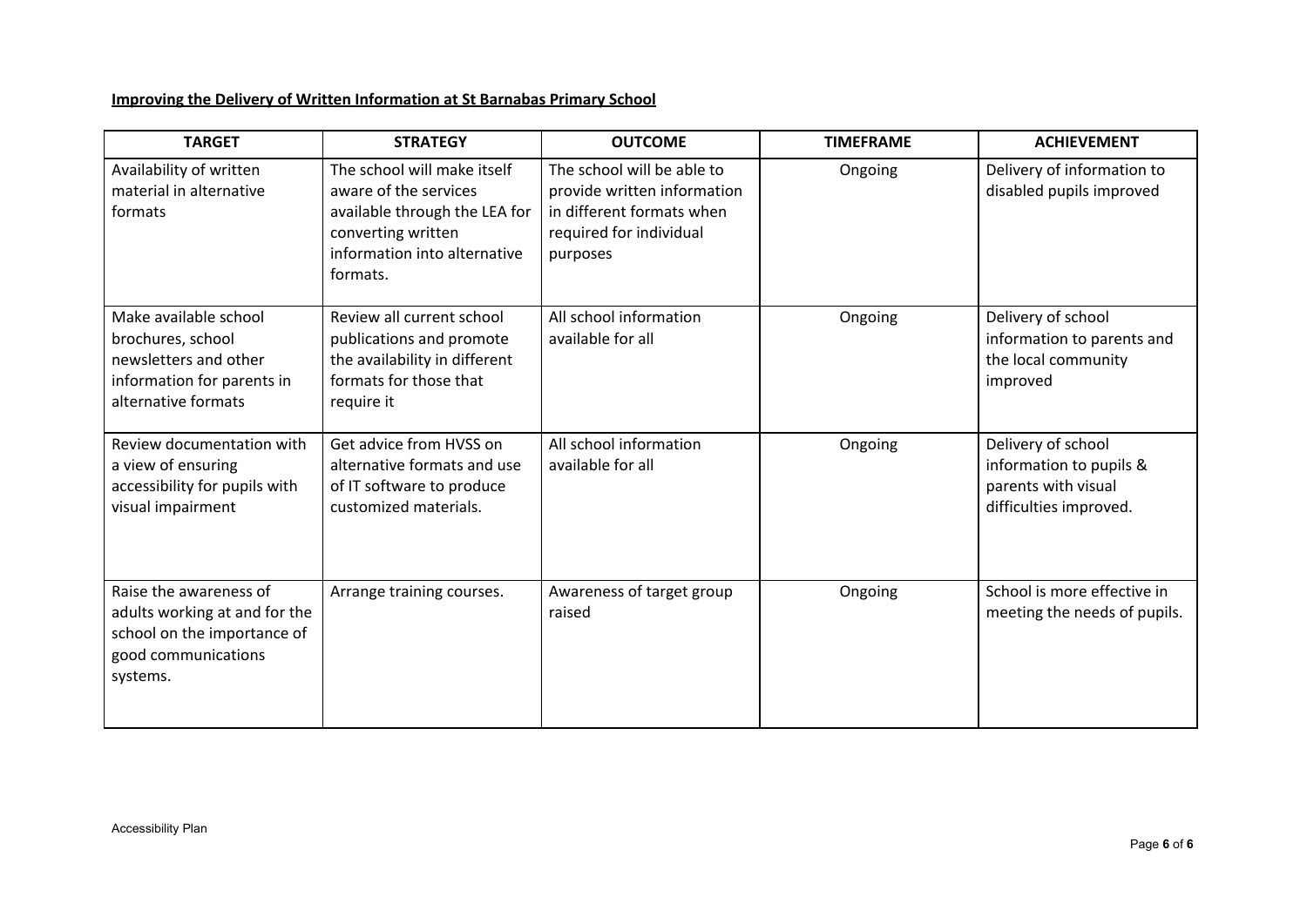**Improving the Delivery of Written Information at St Barnabas Primary School**

| TARGET | STRATEGY | OUTCOME | TIMEFRAME | ACHIEVEMENT |
|---|---|---|---|---|
| Availability of written material in alternative formats | The school will make itself aware of the services available through the LEA for converting written information into alternative formats. | The school will be able to provide written information in different formats when required for individual purposes | Ongoing | Delivery of information to disabled pupils improved |
| Make available school brochures, school newsletters and other information for parents in alternative formats | Review all current school publications and promote the availability in different formats for those that require it | All school information available for all | Ongoing | Delivery of school information to parents and the local community improved |
| Review documentation with a view of ensuring accessibility for pupils with visual impairment | Get advice from HVSS on alternative formats and use of IT software to produce customized materials. | All school information available for all | Ongoing | Delivery of school information to pupils & parents with visual difficulties improved. |
| Raise the awareness of adults working at and for the school on the importance of good communications systems. | Arrange training courses. | Awareness of target group raised | Ongoing | School is more effective in meeting the needs of pupils. |